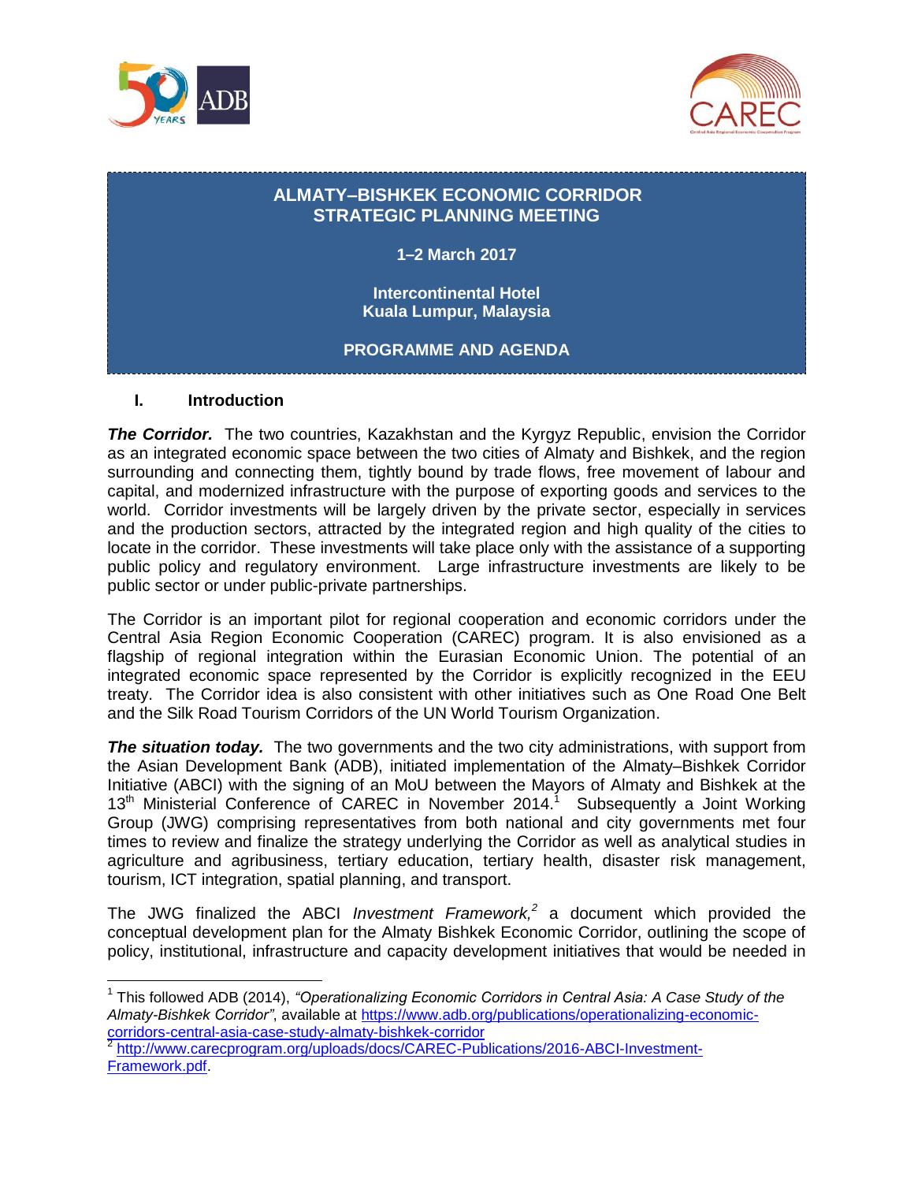# ALMATY–BISHKEK ECONOMIC CORRIDOR STRATEGIC PLANNING MEETING

**1–2 March 2017**

**Intercontinental Hotel**
**Kuala Lumpur, Malaysia**

**PROGRAMME AND AGENDA**

## I. Introduction

***The Corridor.*** The two countries, Kazakhstan and the Kyrgyz Republic, envision the Corridor as an integrated economic space between the two cities of Almaty and Bishkek, and the region surrounding and connecting them, tightly bound by trade flows, free movement of labour and capital, and modernized infrastructure with the purpose of exporting goods and services to the world. Corridor investments will be largely driven by the private sector, especially in services and the production sectors, attracted by the integrated region and high quality of the cities to locate in the corridor. These investments will take place only with the assistance of a supporting public policy and regulatory environment. Large infrastructure investments are likely to be public sector or under public-private partnerships.

The Corridor is an important pilot for regional cooperation and economic corridors under the Central Asia Region Economic Cooperation (CAREC) program. It is also envisioned as a flagship of regional integration within the Eurasian Economic Union. The potential of an integrated economic space represented by the Corridor is explicitly recognized in the EEU treaty. The Corridor idea is also consistent with other initiatives such as One Road One Belt and the Silk Road Tourism Corridors of the UN World Tourism Organization.

***The situation today.*** The two governments and the two city administrations, with support from the Asian Development Bank (ADB), initiated implementation of the Almaty–Bishkek Corridor Initiative (ABCI) with the signing of an MoU between the Mayors of Almaty and Bishkek at the 13th Ministerial Conference of CAREC in November 2014.[1] Subsequently a Joint Working Group (JWG) comprising representatives from both national and city governments met four times to review and finalize the strategy underlying the Corridor as well as analytical studies in agriculture and agribusiness, tertiary education, tertiary health, disaster risk management, tourism, ICT integration, spatial planning, and transport.

The JWG finalized the ABCI *Investment Framework,*[2] a document which provided the conceptual development plan for the Almaty Bishkek Economic Corridor, outlining the scope of policy, institutional, infrastructure and capacity development initiatives that would be needed in

---

[1] This followed ADB (2014), *"Operationalizing Economic Corridors in Central Asia: A Case Study of the Almaty-Bishkek Corridor"*, available at https://www.adb.org/publications/operationalizing-economic-corridors-central-asia-case-study-almaty-bishkek-corridor

[2] http://www.carecprogram.org/uploads/docs/CAREC-Publications/2016-ABCI-Investment-Framework.pdf.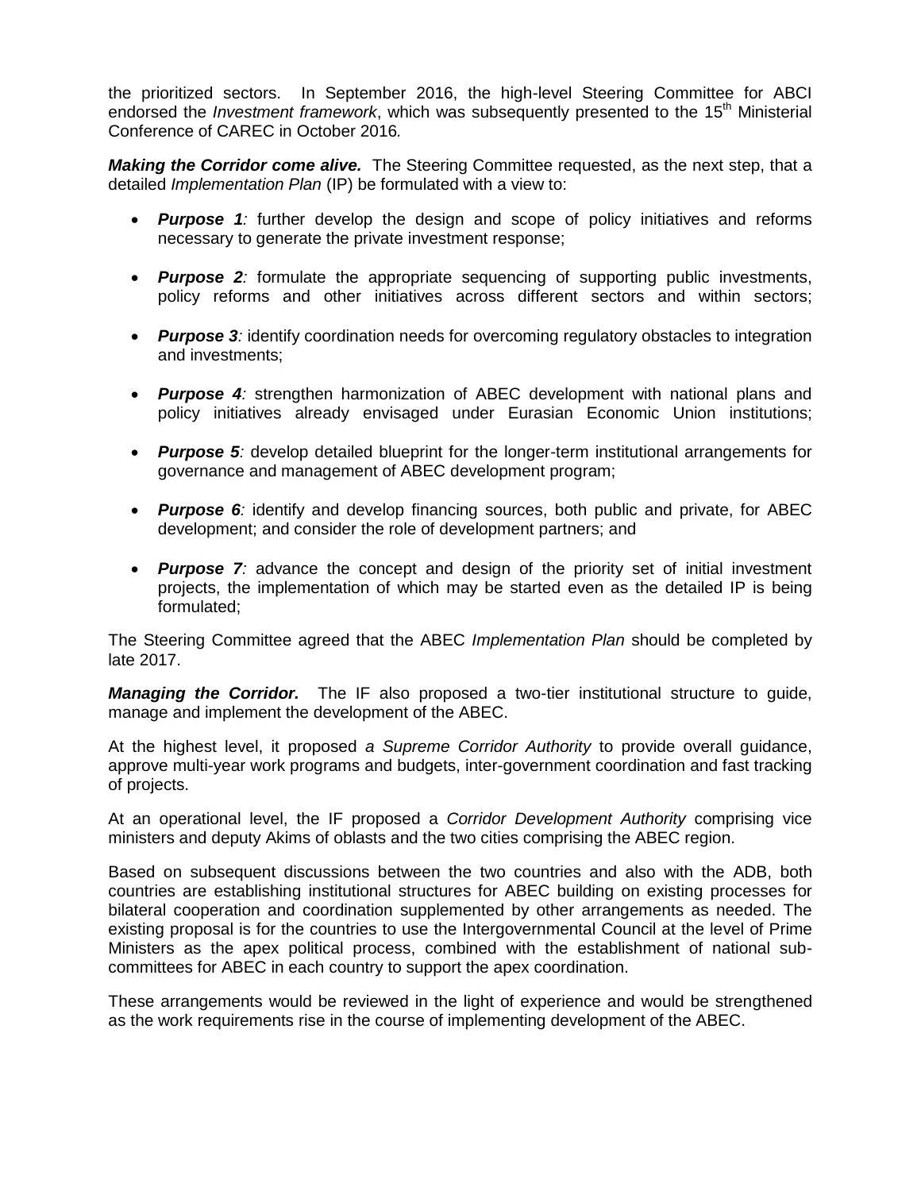the prioritized sectors. In September 2016, the high-level Steering Committee for ABCI endorsed the *Investment framework*, which was subsequently presented to the 15th Ministerial Conference of CAREC in October 2016*.*

***Making the Corridor come alive.*** The Steering Committee requested, as the next step, that a detailed *Implementation Plan* (IP) be formulated with a view to:

- ***Purpose 1**:* further develop the design and scope of policy initiatives and reforms necessary to generate the private investment response;
- ***Purpose 2**:* formulate the appropriate sequencing of supporting public investments, policy reforms and other initiatives across different sectors and within sectors;
- ***Purpose 3**:* identify coordination needs for overcoming regulatory obstacles to integration and investments;
- ***Purpose 4**:* strengthen harmonization of ABEC development with national plans and policy initiatives already envisaged under Eurasian Economic Union institutions;
- ***Purpose 5**:* develop detailed blueprint for the longer-term institutional arrangements for governance and management of ABEC development program;
- ***Purpose 6**:* identify and develop financing sources, both public and private, for ABEC development; and consider the role of development partners; and
- ***Purpose 7**:* advance the concept and design of the priority set of initial investment projects, the implementation of which may be started even as the detailed IP is being formulated;

The Steering Committee agreed that the ABEC *Implementation Plan* should be completed by late 2017.

***Managing the Corridor.*** The IF also proposed a two-tier institutional structure to guide, manage and implement the development of the ABEC.

At the highest level, it proposed *a Supreme Corridor Authority* to provide overall guidance, approve multi-year work programs and budgets, inter-government coordination and fast tracking of projects.

At an operational level, the IF proposed a *Corridor Development Authority* comprising vice ministers and deputy Akims of oblasts and the two cities comprising the ABEC region.

Based on subsequent discussions between the two countries and also with the ADB, both countries are establishing institutional structures for ABEC building on existing processes for bilateral cooperation and coordination supplemented by other arrangements as needed. The existing proposal is for the countries to use the Intergovernmental Council at the level of Prime Ministers as the apex political process, combined with the establishment of national sub-committees for ABEC in each country to support the apex coordination.

These arrangements would be reviewed in the light of experience and would be strengthened as the work requirements rise in the course of implementing development of the ABEC.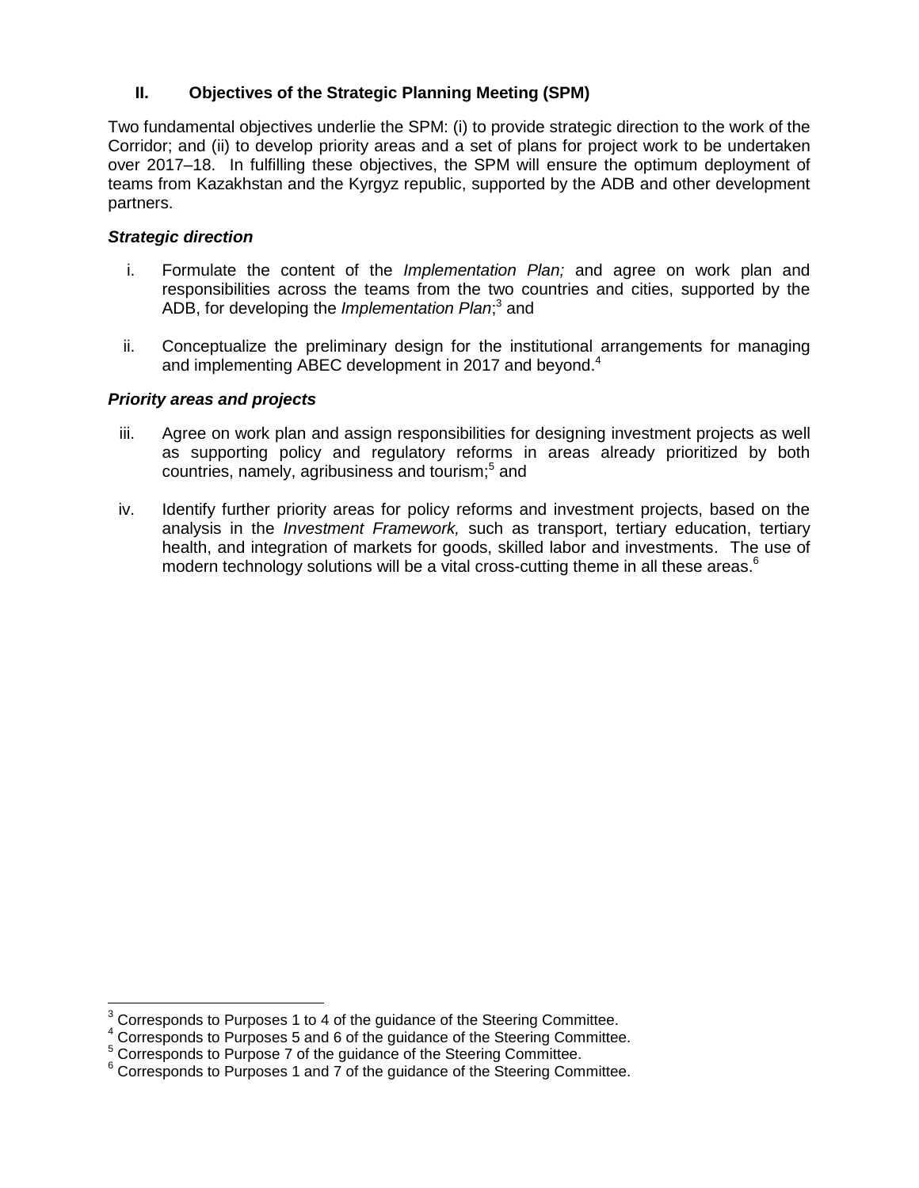## II. Objectives of the Strategic Planning Meeting (SPM)

Two fundamental objectives underlie the SPM: (i) to provide strategic direction to the work of the Corridor; and (ii) to develop priority areas and a set of plans for project work to be undertaken over 2017–18. In fulfilling these objectives, the SPM will ensure the optimum deployment of teams from Kazakhstan and the Kyrgyz republic, supported by the ADB and other development partners.

### *Strategic direction*

i. Formulate the content of the *Implementation Plan;* and agree on work plan and responsibilities across the teams from the two countries and cities, supported by the ADB, for developing the *Implementation Plan*;[3] and

ii. Conceptualize the preliminary design for the institutional arrangements for managing and implementing ABEC development in 2017 and beyond.[4]

### *Priority areas and projects*

iii. Agree on work plan and assign responsibilities for designing investment projects as well as supporting policy and regulatory reforms in areas already prioritized by both countries, namely, agribusiness and tourism;[5] and

iv. Identify further priority areas for policy reforms and investment projects, based on the analysis in the *Investment Framework,* such as transport, tertiary education, tertiary health, and integration of markets for goods, skilled labor and investments. The use of modern technology solutions will be a vital cross-cutting theme in all these areas.[6]

---

[3] Corresponds to Purposes 1 to 4 of the guidance of the Steering Committee.
[4] Corresponds to Purposes 5 and 6 of the guidance of the Steering Committee.
[5] Corresponds to Purpose 7 of the guidance of the Steering Committee.
[6] Corresponds to Purposes 1 and 7 of the guidance of the Steering Committee.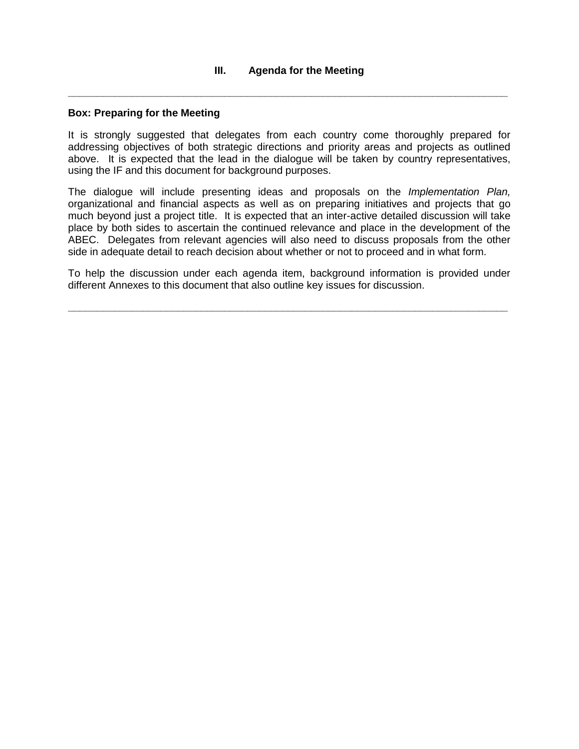## III. Agenda for the Meeting

---

**Box: Preparing for the Meeting**

It is strongly suggested that delegates from each country come thoroughly prepared for addressing objectives of both strategic directions and priority areas and projects as outlined above. It is expected that the lead in the dialogue will be taken by country representatives, using the IF and this document for background purposes.

The dialogue will include presenting ideas and proposals on the *Implementation Plan,* organizational and financial aspects as well as on preparing initiatives and projects that go much beyond just a project title. It is expected that an inter-active detailed discussion will take place by both sides to ascertain the continued relevance and place in the development of the ABEC. Delegates from relevant agencies will also need to discuss proposals from the other side in adequate detail to reach decision about whether or not to proceed and in what form.

To help the discussion under each agenda item, background information is provided under different Annexes to this document that also outline key issues for discussion.

---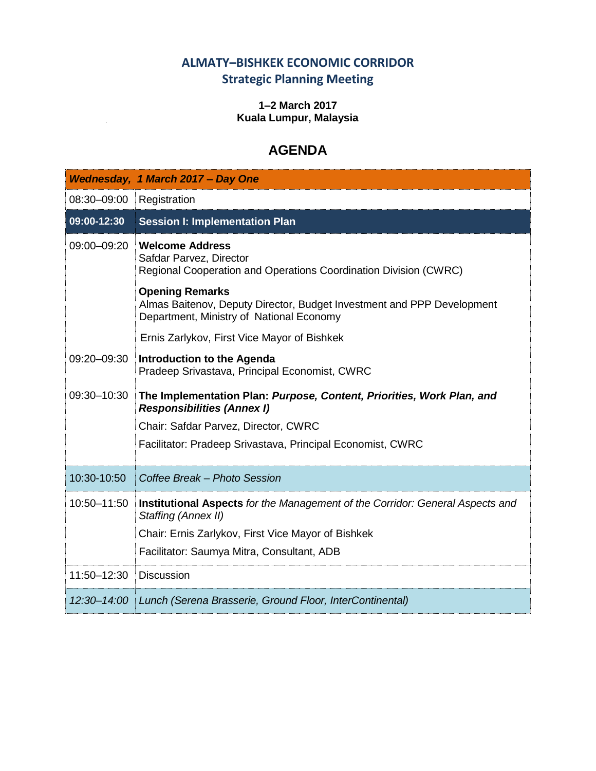# ALMATY–BISHKEK ECONOMIC CORRIDOR
## Strategic Planning Meeting

**1–2 March 2017**
**Kuala Lumpur, Malaysia**

## AGENDA

| *Wednesday, 1 March 2017 – Day One* | |
|---|---|
| 08:30–09:00 | Registration |
| **09:00-12:30** | **Session I: Implementation Plan** |
| 09:00–09:20 | **Welcome Address**<br>Safdar Parvez, Director<br>Regional Cooperation and Operations Coordination Division (CWRC)<br><br>**Opening Remarks**<br>Almas Baitenov, Deputy Director, Budget Investment and PPP Development Department, Ministry of National Economy<br><br>Ernis Zarlykov, First Vice Mayor of Bishkek |
| 09:20–09:30 | **Introduction to the Agenda**<br>Pradeep Srivastava, Principal Economist, CWRC |
| 09:30–10:30 | **The Implementation Plan: *Purpose, Content, Priorities, Work Plan, and Responsibilities (Annex I)***<br><br>Chair: Safdar Parvez, Director, CWRC<br><br>Facilitator: Pradeep Srivastava, Principal Economist, CWRC |
| 10:30-10:50 | *Coffee Break – Photo Session* |
| 10:50–11:50 | **Institutional Aspects** *for the Management of the Corridor: General Aspects and Staffing (Annex II)*<br><br>Chair: Ernis Zarlykov, First Vice Mayor of Bishkek<br><br>Facilitator: Saumya Mitra, Consultant, ADB |
| 11:50–12:30 | Discussion |
| *12:30–14:00* | *Lunch (Serena Brasserie, Ground Floor, InterContinental)* |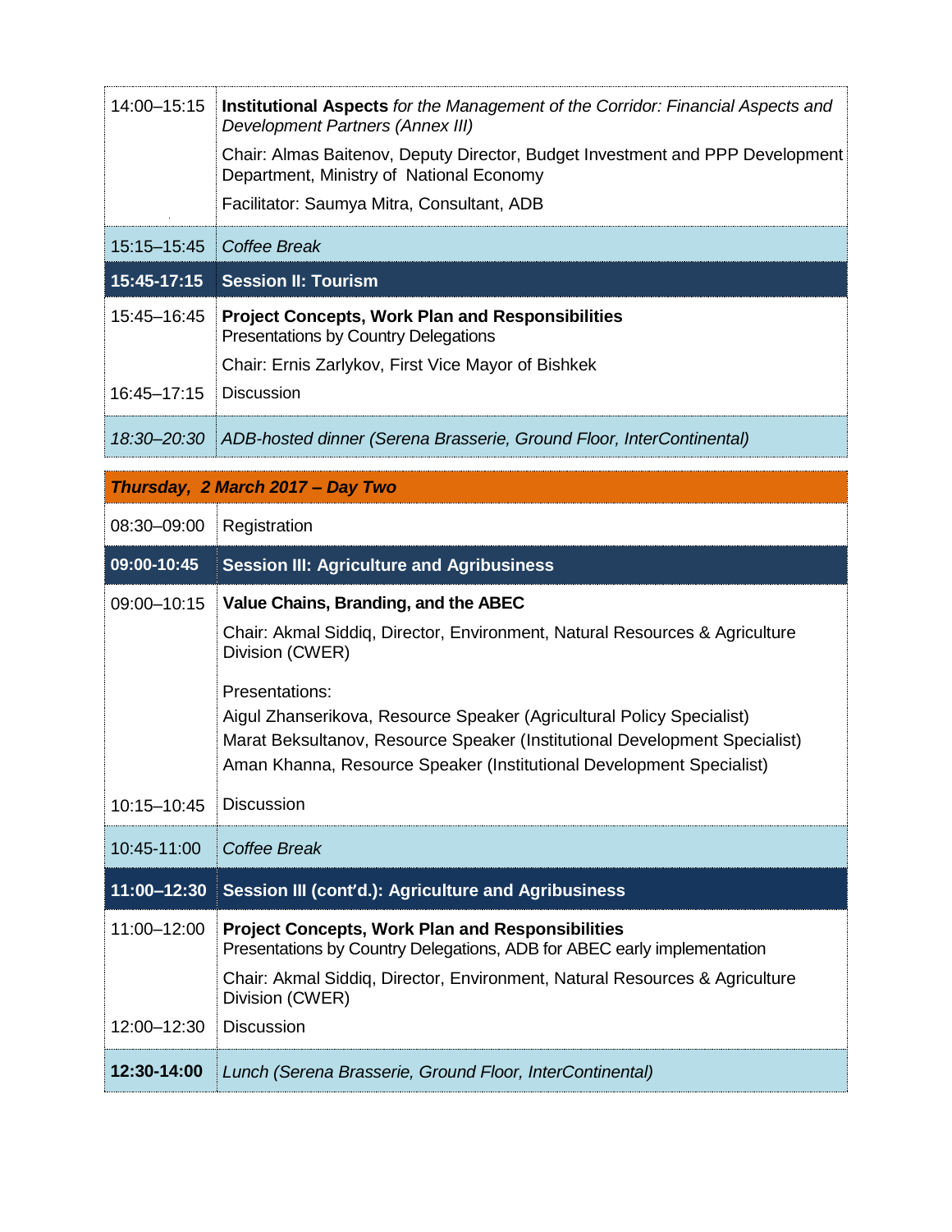| | |
|---|---|
| 14:00–15:15 | **Institutional Aspects** *for the Management of the Corridor: Financial Aspects and Development Partners (Annex III)*<br>Chair: Almas Baitenov, Deputy Director, Budget Investment and PPP Development Department, Ministry of National Economy<br>Facilitator: Saumya Mitra, Consultant, ADB |
| 15:15–15:45 | *Coffee Break* |
| **15:45-17:15** | **Session II: Tourism** |
| 15:45–16:45 | **Project Concepts, Work Plan and Responsibilities**<br>Presentations by Country Delegations<br>Chair: Ernis Zarlykov, First Vice Mayor of Bishkek |
| 16:45–17:15 | Discussion |
| *18:30–20:30* | *ADB-hosted dinner (Serena Brasserie, Ground Floor, InterContinental)* |
| ***Thursday, 2 March 2017 – Day Two*** | |
| 08:30–09:00 | Registration |
| **09:00-10:45** | **Session III: Agriculture and Agribusiness** |
| 09:00–10:15 | **Value Chains, Branding, and the ABEC**<br>Chair: Akmal Siddiq, Director, Environment, Natural Resources & Agriculture Division (CWER)<br>Presentations:<br>Aigul Zhanserikova, Resource Speaker (Agricultural Policy Specialist)<br>Marat Beksultanov, Resource Speaker (Institutional Development Specialist)<br>Aman Khanna, Resource Speaker (Institutional Development Specialist) |
| 10:15–10:45 | Discussion |
| 10:45-11:00 | *Coffee Break* |
| **11:00–12:30** | **Session III (cont'd.): Agriculture and Agribusiness** |
| 11:00–12:00 | **Project Concepts, Work Plan and Responsibilities**<br>Presentations by Country Delegations, ADB for ABEC early implementation<br>Chair: Akmal Siddiq, Director, Environment, Natural Resources & Agriculture Division (CWER) |
| 12:00–12:30 | Discussion |
| **12:30-14:00** | *Lunch (Serena Brasserie, Ground Floor, InterContinental)* |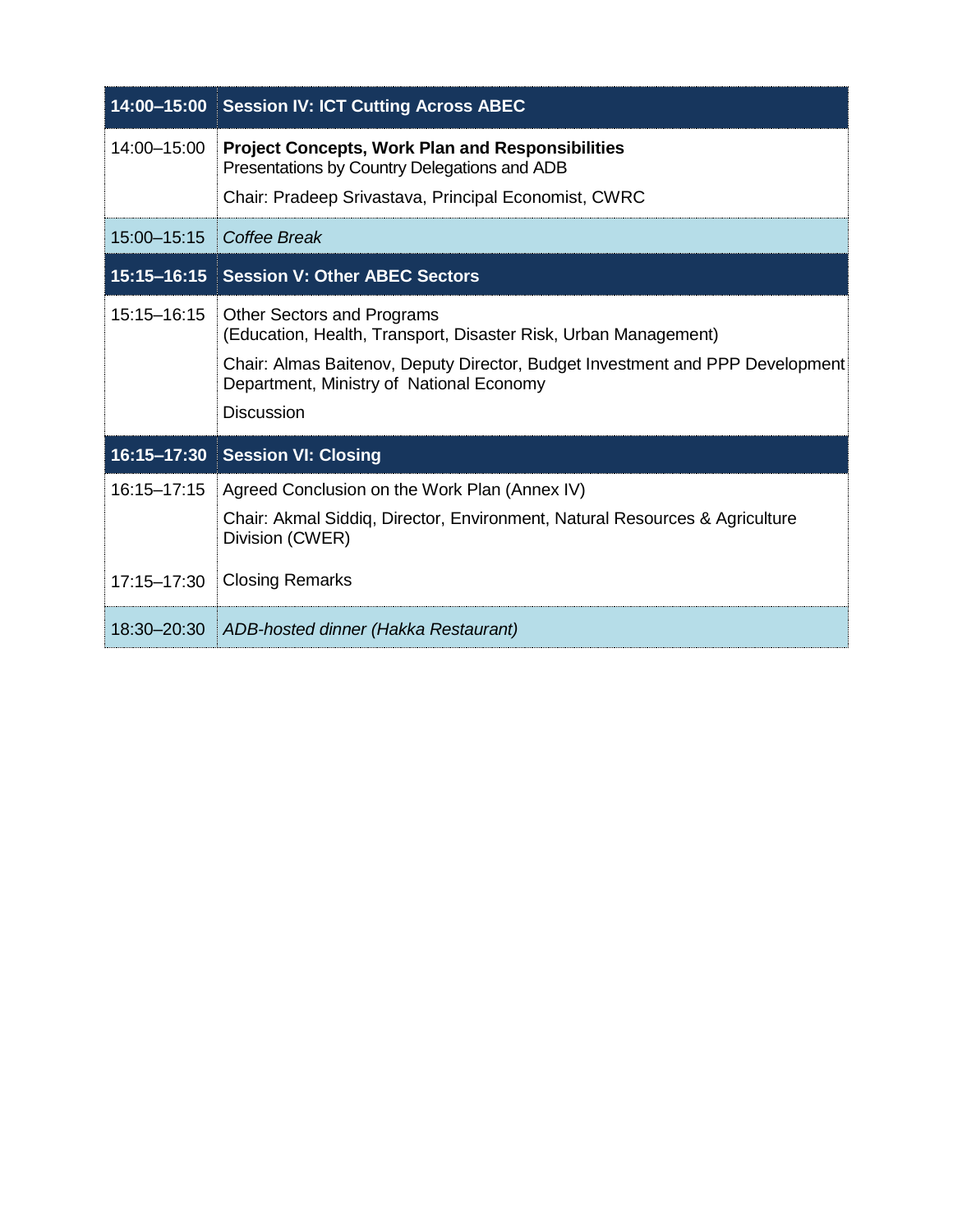| | |
|---|---|
| **14:00–15:00** | **Session IV: ICT Cutting Across ABEC** |
| 14:00–15:00 | **Project Concepts, Work Plan and Responsibilities**<br>Presentations by Country Delegations and ADB<br>Chair: Pradeep Srivastava, Principal Economist, CWRC |
| 15:00–15:15 | *Coffee Break* |
| **15:15–16:15** | **Session V: Other ABEC Sectors** |
| 15:15–16:15 | Other Sectors and Programs<br>(Education, Health, Transport, Disaster Risk, Urban Management)<br>Chair: Almas Baitenov, Deputy Director, Budget Investment and PPP Development Department, Ministry of National Economy<br>Discussion |
| **16:15–17:30** | **Session VI: Closing** |
| 16:15–17:15 | Agreed Conclusion on the Work Plan (Annex IV)<br>Chair: Akmal Siddiq, Director, Environment, Natural Resources & Agriculture Division (CWER) |
| 17:15–17:30 | Closing Remarks |
| 18:30–20:30 | *ADB-hosted dinner (Hakka Restaurant)* |